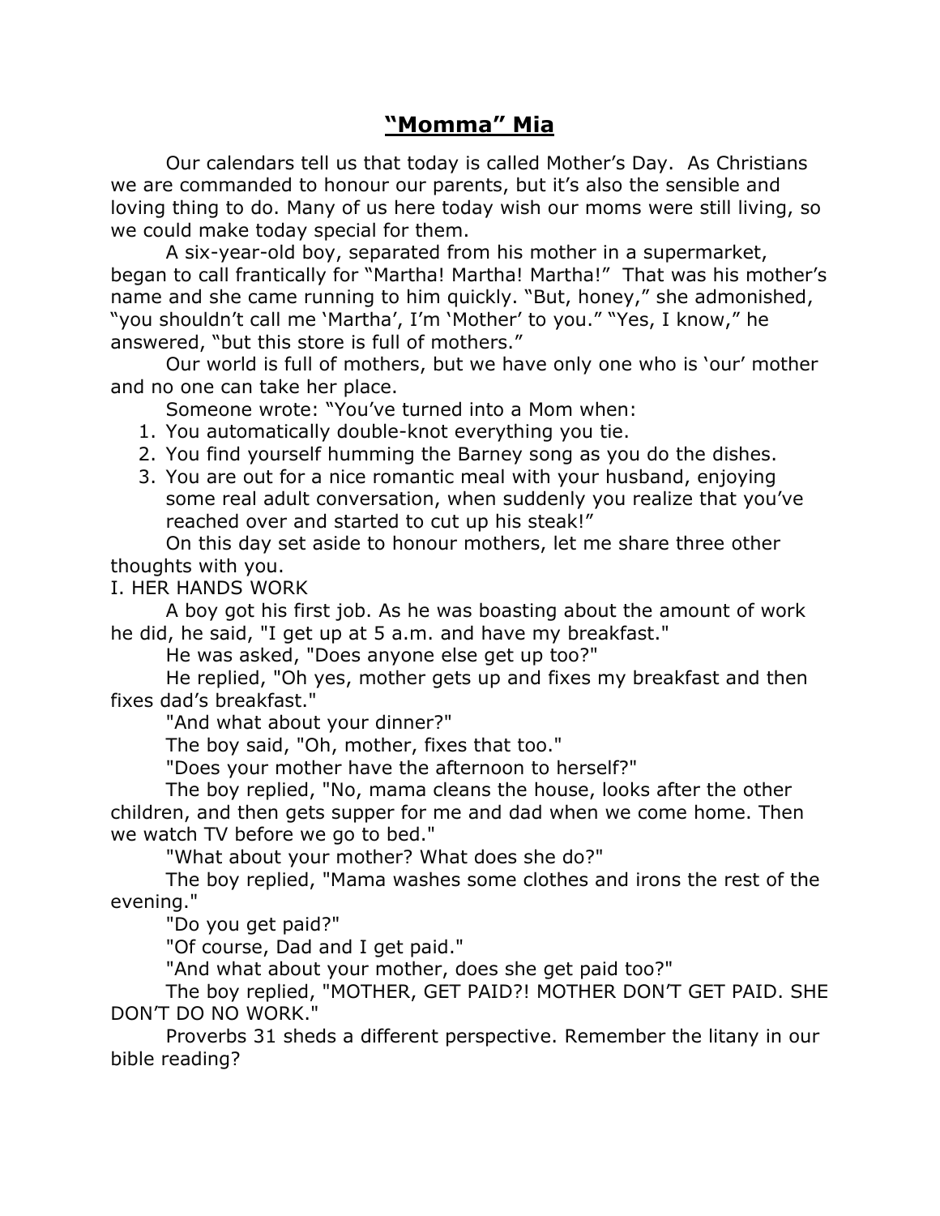# **“Momma” Mia**

Our calendars tell us that today is called Mother’s Day. As Christians we are commanded to honour our parents, but it’s also the sensible and loving thing to do. Many of us here today wish our moms were still living, so we could make today special for them.

A six-year-old boy, separated from his mother in a supermarket, began to call frantically for “Martha! Martha! Martha!” That was his mother’s name and she came running to him quickly. “But, honey,” she admonished, “you shouldn’t call me ‘Martha’, I’m ‘Mother’ to you.” “Yes, I know,” he answered, “but this store is full of mothers.”

Our world is full of mothers, but we have only one who is ‘our’ mother and no one can take her place.

Someone wrote: “You’ve turned into a Mom when:

1. You automatically double-knot everything you tie.
2. You find yourself humming the Barney song as you do the dishes.
3. You are out for a nice romantic meal with your husband, enjoying some real adult conversation, when suddenly you realize that you’ve reached over and started to cut up his steak!”

On this day set aside to honour mothers, let me share three other thoughts with you.

I. HER HANDS WORK

A boy got his first job. As he was boasting about the amount of work he did, he said, "I get up at 5 a.m. and have my breakfast."

He was asked, "Does anyone else get up too?"

He replied, "Oh yes, mother gets up and fixes my breakfast and then fixes dad’s breakfast."

"And what about your dinner?"

The boy said, "Oh, mother, fixes that too."

"Does your mother have the afternoon to herself?"

The boy replied, "No, mama cleans the house, looks after the other children, and then gets supper for me and dad when we come home. Then we watch TV before we go to bed."

"What about your mother? What does she do?"

The boy replied, "Mama washes some clothes and irons the rest of the evening."

"Do you get paid?"

"Of course, Dad and I get paid."

"And what about your mother, does she get paid too?"

The boy replied, "MOTHER, GET PAID?! MOTHER DON’T GET PAID. SHE DON’T DO NO WORK."

Proverbs 31 sheds a different perspective. Remember the litany in our bible reading?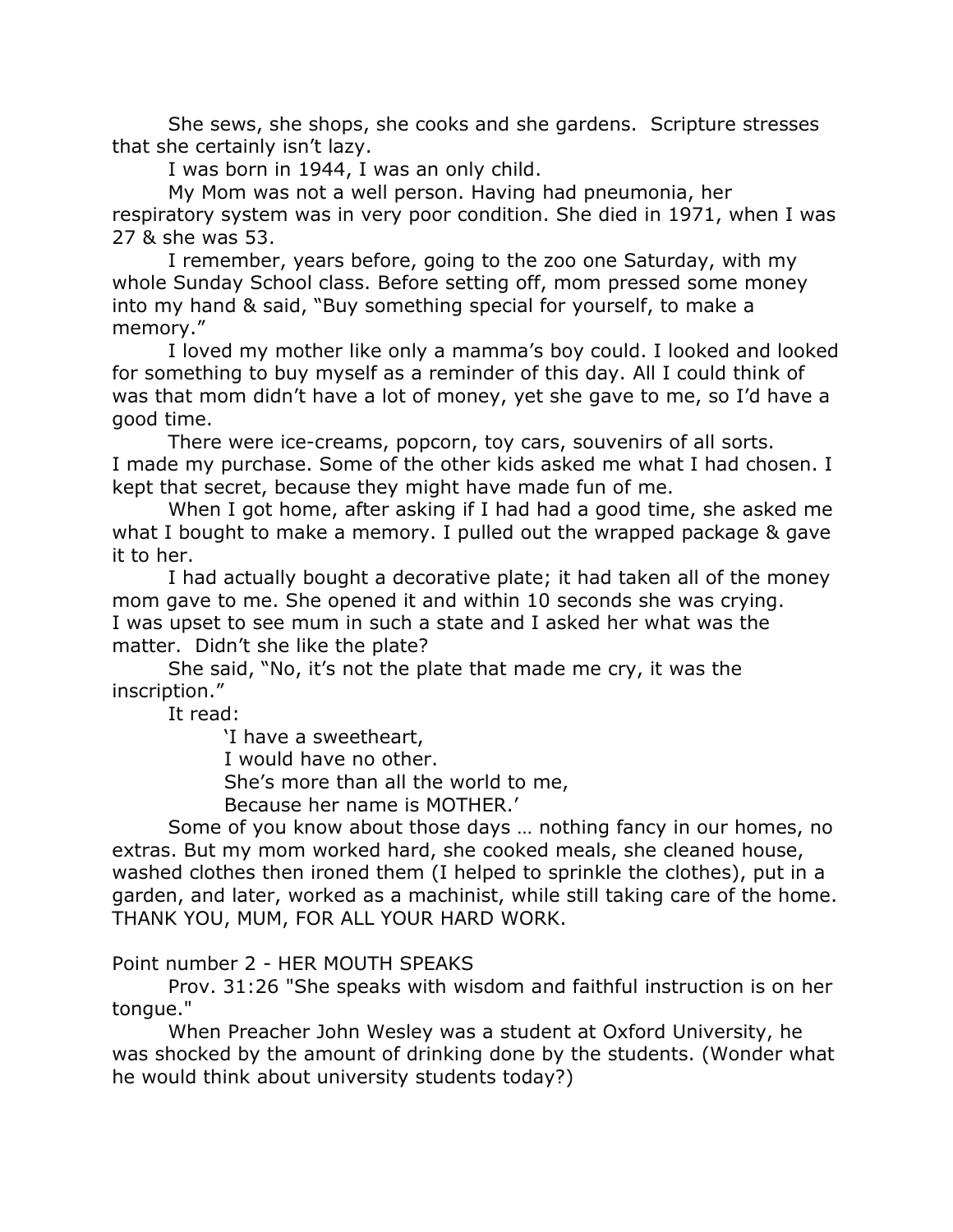She sews, she shops, she cooks and she gardens. Scripture stresses that she certainly isn't lazy.

I was born in 1944, I was an only child.

My Mom was not a well person. Having had pneumonia, her respiratory system was in very poor condition. She died in 1971, when I was 27 & she was 53.

I remember, years before, going to the zoo one Saturday, with my whole Sunday School class. Before setting off, mom pressed some money into my hand & said, "Buy something special for yourself, to make a memory."

I loved my mother like only a mamma's boy could. I looked and looked for something to buy myself as a reminder of this day. All I could think of was that mom didn't have a lot of money, yet she gave to me, so I'd have a good time.

There were ice-creams, popcorn, toy cars, souvenirs of all sorts. I made my purchase. Some of the other kids asked me what I had chosen. I kept that secret, because they might have made fun of me.

When I got home, after asking if I had had a good time, she asked me what I bought to make a memory. I pulled out the wrapped package & gave it to her.

I had actually bought a decorative plate; it had taken all of the money mom gave to me. She opened it and within 10 seconds she was crying. I was upset to see mum in such a state and I asked her what was the matter. Didn't she like the plate?

She said, "No, it's not the plate that made me cry, it was the inscription."

It read:

> 'I have a sweetheart,
> I would have no other.
> She's more than all the world to me,
> Because her name is MOTHER.'

Some of you know about those days … nothing fancy in our homes, no extras. But my mom worked hard, she cooked meals, she cleaned house, washed clothes then ironed them (I helped to sprinkle the clothes), put in a garden, and later, worked as a machinist, while still taking care of the home. THANK YOU, MUM, FOR ALL YOUR HARD WORK.

Point number 2 - HER MOUTH SPEAKS

Prov. 31:26 "She speaks with wisdom and faithful instruction is on her tongue."

When Preacher John Wesley was a student at Oxford University, he was shocked by the amount of drinking done by the students. (Wonder what he would think about university students today?)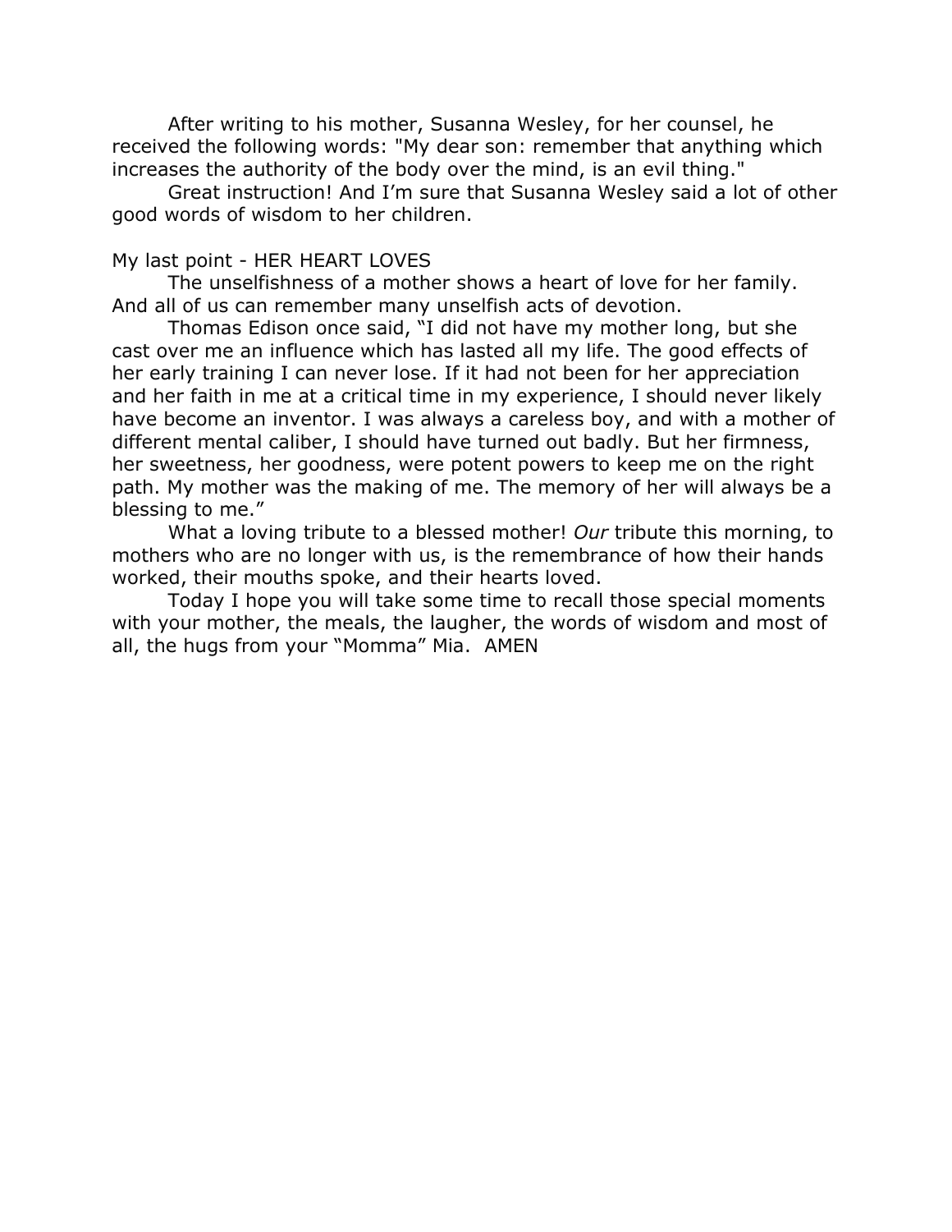After writing to his mother, Susanna Wesley, for her counsel, he received the following words: "My dear son: remember that anything which increases the authority of the body over the mind, is an evil thing."

Great instruction! And I'm sure that Susanna Wesley said a lot of other good words of wisdom to her children.

My last point - HER HEART LOVES

The unselfishness of a mother shows a heart of love for her family. And all of us can remember many unselfish acts of devotion.

Thomas Edison once said, "I did not have my mother long, but she cast over me an influence which has lasted all my life. The good effects of her early training I can never lose. If it had not been for her appreciation and her faith in me at a critical time in my experience, I should never likely have become an inventor. I was always a careless boy, and with a mother of different mental caliber, I should have turned out badly. But her firmness, her sweetness, her goodness, were potent powers to keep me on the right path. My mother was the making of me. The memory of her will always be a blessing to me."

What a loving tribute to a blessed mother! *Our* tribute this morning, to mothers who are no longer with us, is the remembrance of how their hands worked, their mouths spoke, and their hearts loved.

Today I hope you will take some time to recall those special moments with your mother, the meals, the laughter, the words of wisdom and most of all, the hugs from your "Momma" Mia. AMEN